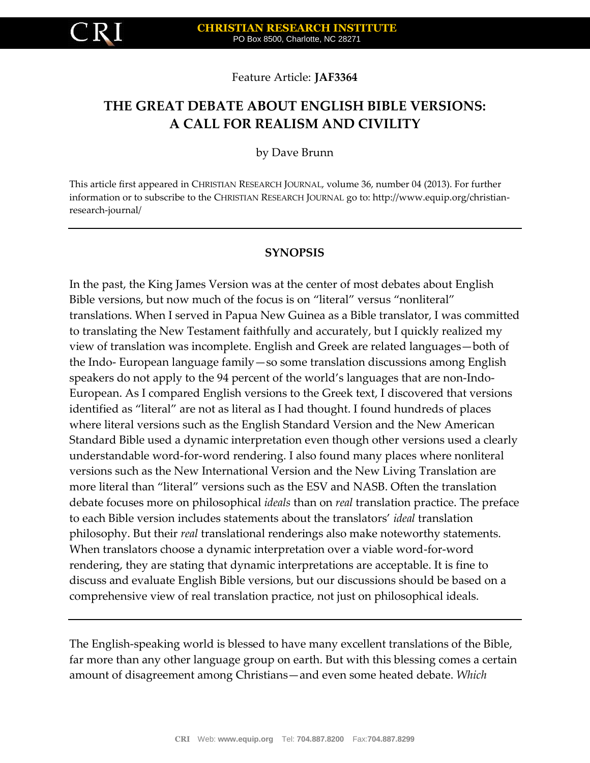Feature Article: **JAF3364**

# THE GREAT DEBATE ABOUT ENGLISH BIBLE VERSIONS: A CALL FOR REALISM AND CIVILITY

by Dave Brunn

This article first appeared in CHRISTIAN RESEARCH JOURNAL, volume 36, number 04 (2013). For further information or to subscribe to the CHRISTIAN RESEARCH JOURNAL go to: http://www.equip.org/christian-research-journal/

---

## SYNOPSIS

In the past, the King James Version was at the center of most debates about English Bible versions, but now much of the focus is on "literal" versus "nonliteral" translations. When I served in Papua New Guinea as a Bible translator, I was committed to translating the New Testament faithfully and accurately, but I quickly realized my view of translation was incomplete. English and Greek are related languages—both of the Indo- European language family—so some translation discussions among English speakers do not apply to the 94 percent of the world's languages that are non-Indo-European. As I compared English versions to the Greek text, I discovered that versions identified as "literal" are not as literal as I had thought. I found hundreds of places where literal versions such as the English Standard Version and the New American Standard Bible used a dynamic interpretation even though other versions used a clearly understandable word-for-word rendering. I also found many places where nonliteral versions such as the New International Version and the New Living Translation are more literal than "literal" versions such as the ESV and NASB. Often the translation debate focuses more on philosophical *ideals* than on *real* translation practice. The preface to each Bible version includes statements about the translators' *ideal* translation philosophy. But their *real* translational renderings also make noteworthy statements. When translators choose a dynamic interpretation over a viable word-for-word rendering, they are stating that dynamic interpretations are acceptable. It is fine to discuss and evaluate English Bible versions, but our discussions should be based on a comprehensive view of real translation practice, not just on philosophical ideals.

---

The English-speaking world is blessed to have many excellent translations of the Bible, far more than any other language group on earth. But with this blessing comes a certain amount of disagreement among Christians—and even some heated debate. *Which*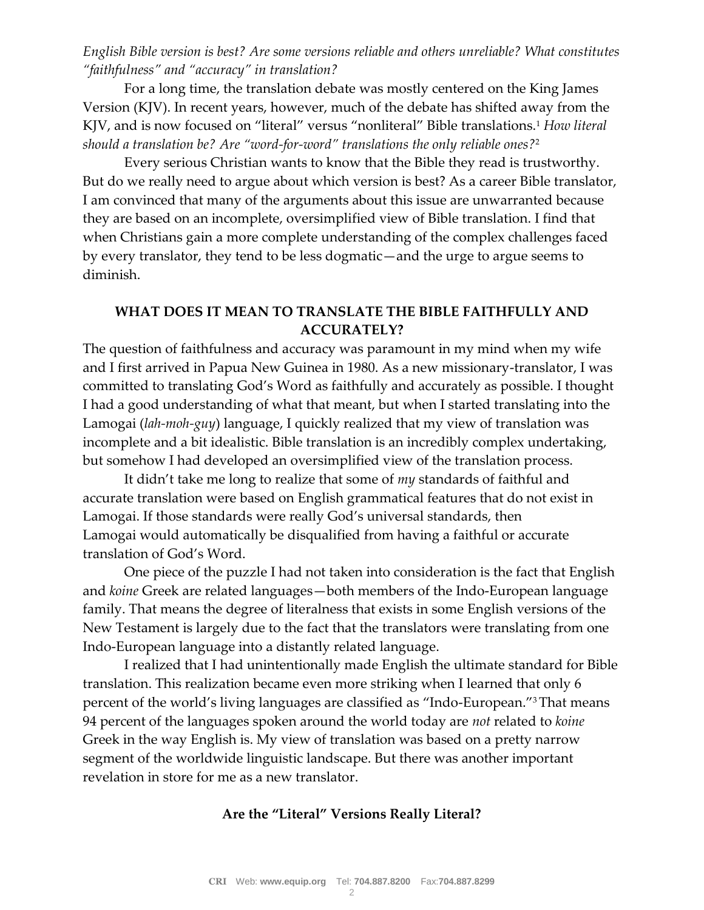*English Bible version is best? Are some versions reliable and others unreliable? What constitutes "faithfulness" and "accuracy" in translation?*

For a long time, the translation debate was mostly centered on the King James Version (KJV). In recent years, however, much of the debate has shifted away from the KJV, and is now focused on "literal" versus "nonliteral" Bible translations.[1] *How literal should a translation be? Are "word-for-word" translations the only reliable ones?*[2]

Every serious Christian wants to know that the Bible they read is trustworthy. But do we really need to argue about which version is best? As a career Bible translator, I am convinced that many of the arguments about this issue are unwarranted because they are based on an incomplete, oversimplified view of Bible translation. I find that when Christians gain a more complete understanding of the complex challenges faced by every translator, they tend to be less dogmatic—and the urge to argue seems to diminish.

## WHAT DOES IT MEAN TO TRANSLATE THE BIBLE FAITHFULLY AND ACCURATELY?

The question of faithfulness and accuracy was paramount in my mind when my wife and I first arrived in Papua New Guinea in 1980. As a new missionary-translator, I was committed to translating God's Word as faithfully and accurately as possible. I thought I had a good understanding of what that meant, but when I started translating into the Lamogai (*lah-moh-guy*) language, I quickly realized that my view of translation was incomplete and a bit idealistic. Bible translation is an incredibly complex undertaking, but somehow I had developed an oversimplified view of the translation process.

It didn't take me long to realize that some of *my* standards of faithful and accurate translation were based on English grammatical features that do not exist in Lamogai. If those standards were really God's universal standards, then Lamogai would automatically be disqualified from having a faithful or accurate translation of God's Word.

One piece of the puzzle I had not taken into consideration is the fact that English and *koine* Greek are related languages—both members of the Indo-European language family. That means the degree of literalness that exists in some English versions of the New Testament is largely due to the fact that the translators were translating from one Indo-European language into a distantly related language.

I realized that I had unintentionally made English the ultimate standard for Bible translation. This realization became even more striking when I learned that only 6 percent of the world's living languages are classified as "Indo-European."[3] That means 94 percent of the languages spoken around the world today are *not* related to *koine* Greek in the way English is. My view of translation was based on a pretty narrow segment of the worldwide linguistic landscape. But there was another important revelation in store for me as a new translator.

### Are the "Literal" Versions Really Literal?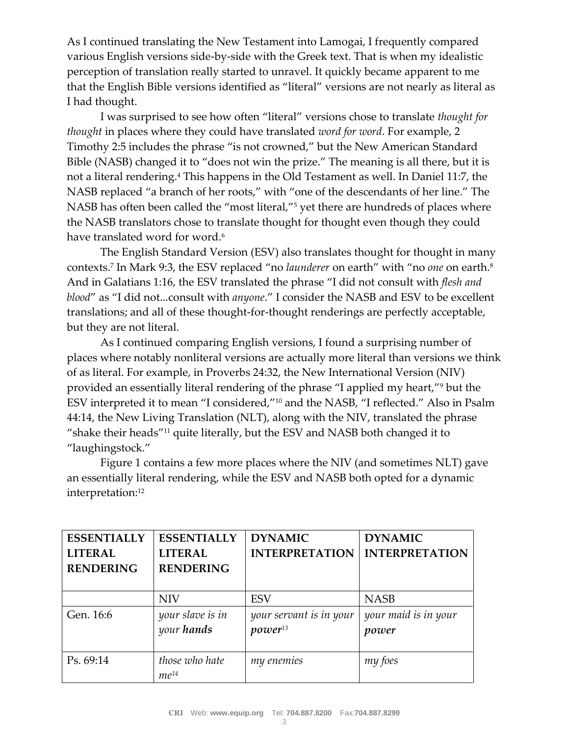As I continued translating the New Testament into Lamogai, I frequently compared various English versions side-by-side with the Greek text. That is when my idealistic perception of translation really started to unravel. It quickly became apparent to me that the English Bible versions identified as "literal" versions are not nearly as literal as I had thought.

I was surprised to see how often "literal" versions chose to translate *thought for thought* in places where they could have translated *word for word*. For example, 2 Timothy 2:5 includes the phrase "is not crowned," but the New American Standard Bible (NASB) changed it to "does not win the prize." The meaning is all there, but it is not a literal rendering.[4] This happens in the Old Testament as well. In Daniel 11:7, the NASB replaced "a branch of her roots," with "one of the descendants of her line." The NASB has often been called the "most literal,"[5] yet there are hundreds of places where the NASB translators chose to translate thought for thought even though they could have translated word for word.[6]

The English Standard Version (ESV) also translates thought for thought in many contexts.[7] In Mark 9:3, the ESV replaced "no *launderer* on earth" with "no *one* on earth.[8] And in Galatians 1:16, the ESV translated the phrase "I did not consult with *flesh and blood*" as "I did not...consult with *anyone*." I consider the NASB and ESV to be excellent translations; and all of these thought-for-thought renderings are perfectly acceptable, but they are not literal.

As I continued comparing English versions, I found a surprising number of places where notably nonliteral versions are actually more literal than versions we think of as literal. For example, in Proverbs 24:32, the New International Version (NIV) provided an essentially literal rendering of the phrase "I applied my heart,"[9] but the ESV interpreted it to mean "I considered,"[10] and the NASB, "I reflected." Also in Psalm 44:14, the New Living Translation (NLT), along with the NIV, translated the phrase "shake their heads"[11] quite literally, but the ESV and NASB both changed it to "laughingstock."

Figure 1 contains a few more places where the NIV (and sometimes NLT) gave an essentially literal rendering, while the ESV and NASB both opted for a dynamic interpretation:[12]

| **ESSENTIALLY LITERAL RENDERING** | **ESSENTIALLY LITERAL RENDERING** | **DYNAMIC INTERPRETATION** | **DYNAMIC INTERPRETATION** |
|---|---|---|---|
| | NIV | ESV | NASB |
| Gen. 16:6 | *your slave is in your **hands*** | *your servant is in your **power***[13] | *your maid is in your **power*** |
| Ps. 69:14 | *those who hate me*[14] | *my enemies* | *my foes* |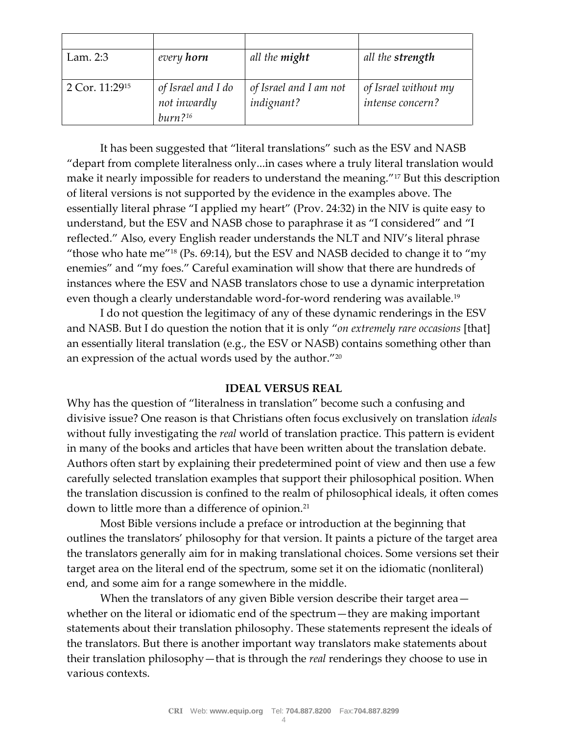| | | | |
|---|---|---|---|
| Lam. 2:3 | *every **horn*** | *all the **might*** | *all the **strength*** |
| 2 Cor. 11:29[15] | *of Israel and I do not inwardly burn?*[16] | *of Israel and I am not indignant?* | *of Israel without my intense concern?* |

It has been suggested that "literal translations" such as the ESV and NASB "depart from complete literalness only...in cases where a truly literal translation would make it nearly impossible for readers to understand the meaning."[17] But this description of literal versions is not supported by the evidence in the examples above. The essentially literal phrase "I applied my heart" (Prov. 24:32) in the NIV is quite easy to understand, but the ESV and NASB chose to paraphrase it as "I considered" and "I reflected." Also, every English reader understands the NLT and NIV's literal phrase "those who hate me"[18] (Ps. 69:14), but the ESV and NASB decided to change it to "my enemies" and "my foes." Careful examination will show that there are hundreds of instances where the ESV and NASB translators chose to use a dynamic interpretation even though a clearly understandable word-for-word rendering was available.[19]

I do not question the legitimacy of any of these dynamic renderings in the ESV and NASB. But I do question the notion that it is only "*on extremely rare occasions* [that] an essentially literal translation (e.g., the ESV or NASB) contains something other than an expression of the actual words used by the author."[20]

## IDEAL VERSUS REAL

Why has the question of "literalness in translation" become such a confusing and divisive issue? One reason is that Christians often focus exclusively on translation *ideals* without fully investigating the *real* world of translation practice. This pattern is evident in many of the books and articles that have been written about the translation debate. Authors often start by explaining their predetermined point of view and then use a few carefully selected translation examples that support their philosophical position. When the translation discussion is confined to the realm of philosophical ideals, it often comes down to little more than a difference of opinion.[21]

Most Bible versions include a preface or introduction at the beginning that outlines the translators' philosophy for that version. It paints a picture of the target area the translators generally aim for in making translational choices. Some versions set their target area on the literal end of the spectrum, some set it on the idiomatic (nonliteral) end, and some aim for a range somewhere in the middle.

When the translators of any given Bible version describe their target area—whether on the literal or idiomatic end of the spectrum—they are making important statements about their translation philosophy. These statements represent the ideals of the translators. But there is another important way translators make statements about their translation philosophy—that is through the *real* renderings they choose to use in various contexts.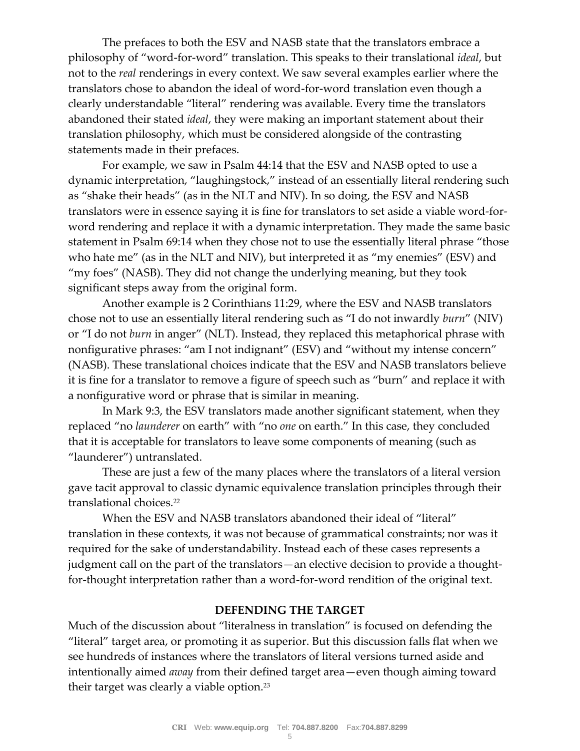The prefaces to both the ESV and NASB state that the translators embrace a philosophy of "word-for-word" translation. This speaks to their translational *ideal*, but not to the *real* renderings in every context. We saw several examples earlier where the translators chose to abandon the ideal of word-for-word translation even though a clearly understandable "literal" rendering was available. Every time the translators abandoned their stated *ideal*, they were making an important statement about their translation philosophy, which must be considered alongside of the contrasting statements made in their prefaces.

For example, we saw in Psalm 44:14 that the ESV and NASB opted to use a dynamic interpretation, "laughingstock," instead of an essentially literal rendering such as "shake their heads" (as in the NLT and NIV). In so doing, the ESV and NASB translators were in essence saying it is fine for translators to set aside a viable word-for-word rendering and replace it with a dynamic interpretation. They made the same basic statement in Psalm 69:14 when they chose not to use the essentially literal phrase "those who hate me" (as in the NLT and NIV), but interpreted it as "my enemies" (ESV) and "my foes" (NASB). They did not change the underlying meaning, but they took significant steps away from the original form.

Another example is 2 Corinthians 11:29, where the ESV and NASB translators chose not to use an essentially literal rendering such as "I do not inwardly *burn*" (NIV) or "I do not *burn* in anger" (NLT). Instead, they replaced this metaphorical phrase with nonfigurative phrases: "am I not indignant" (ESV) and "without my intense concern" (NASB). These translational choices indicate that the ESV and NASB translators believe it is fine for a translator to remove a figure of speech such as "burn" and replace it with a nonfigurative word or phrase that is similar in meaning.

In Mark 9:3, the ESV translators made another significant statement, when they replaced "no *launderer* on earth" with "no *one* on earth." In this case, they concluded that it is acceptable for translators to leave some components of meaning (such as "launderer") untranslated.

These are just a few of the many places where the translators of a literal version gave tacit approval to classic dynamic equivalence translation principles through their translational choices.[22]

When the ESV and NASB translators abandoned their ideal of "literal" translation in these contexts, it was not because of grammatical constraints; nor was it required for the sake of understandability. Instead each of these cases represents a judgment call on the part of the translators—an elective decision to provide a thought-for-thought interpretation rather than a word-for-word rendition of the original text.

## DEFENDING THE TARGET

Much of the discussion about "literalness in translation" is focused on defending the "literal" target area, or promoting it as superior. But this discussion falls flat when we see hundreds of instances where the translators of literal versions turned aside and intentionally aimed *away* from their defined target area—even though aiming toward their target was clearly a viable option.[23]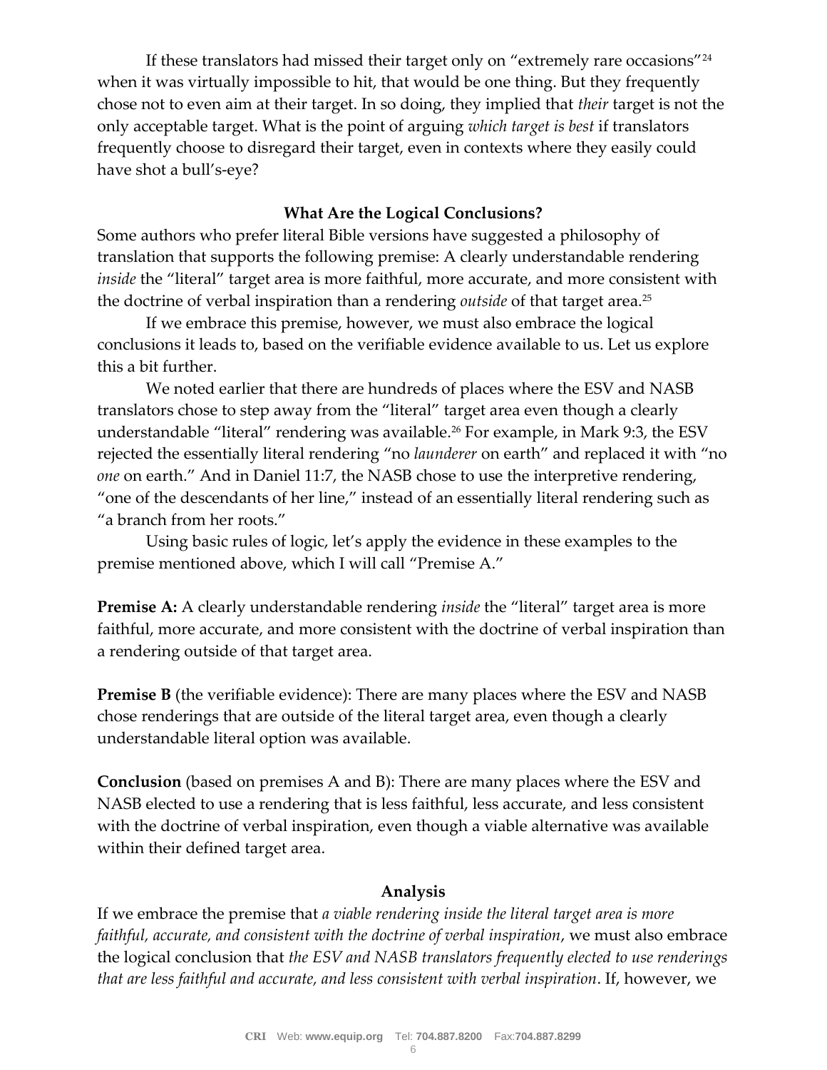If these translators had missed their target only on "extremely rare occasions"[24] when it was virtually impossible to hit, that would be one thing. But they frequently chose not to even aim at their target. In so doing, they implied that *their* target is not the only acceptable target. What is the point of arguing *which target is best* if translators frequently choose to disregard their target, even in contexts where they easily could have shot a bull's-eye?

### What Are the Logical Conclusions?

Some authors who prefer literal Bible versions have suggested a philosophy of translation that supports the following premise: A clearly understandable rendering *inside* the "literal" target area is more faithful, more accurate, and more consistent with the doctrine of verbal inspiration than a rendering *outside* of that target area.[25]

If we embrace this premise, however, we must also embrace the logical conclusions it leads to, based on the verifiable evidence available to us. Let us explore this a bit further.

We noted earlier that there are hundreds of places where the ESV and NASB translators chose to step away from the "literal" target area even though a clearly understandable "literal" rendering was available.[26] For example, in Mark 9:3, the ESV rejected the essentially literal rendering "no *launderer* on earth" and replaced it with "no *one* on earth." And in Daniel 11:7, the NASB chose to use the interpretive rendering, "one of the descendants of her line," instead of an essentially literal rendering such as "a branch from her roots."

Using basic rules of logic, let's apply the evidence in these examples to the premise mentioned above, which I will call "Premise A."

**Premise A:** A clearly understandable rendering *inside* the "literal" target area is more faithful, more accurate, and more consistent with the doctrine of verbal inspiration than a rendering outside of that target area.

**Premise B** (the verifiable evidence): There are many places where the ESV and NASB chose renderings that are outside of the literal target area, even though a clearly understandable literal option was available.

**Conclusion** (based on premises A and B): There are many places where the ESV and NASB elected to use a rendering that is less faithful, less accurate, and less consistent with the doctrine of verbal inspiration, even though a viable alternative was available within their defined target area.

### Analysis

If we embrace the premise that *a viable rendering inside the literal target area is more faithful, accurate, and consistent with the doctrine of verbal inspiration*, we must also embrace the logical conclusion that *the ESV and NASB translators frequently elected to use renderings that are less faithful and accurate, and less consistent with verbal inspiration*. If, however, we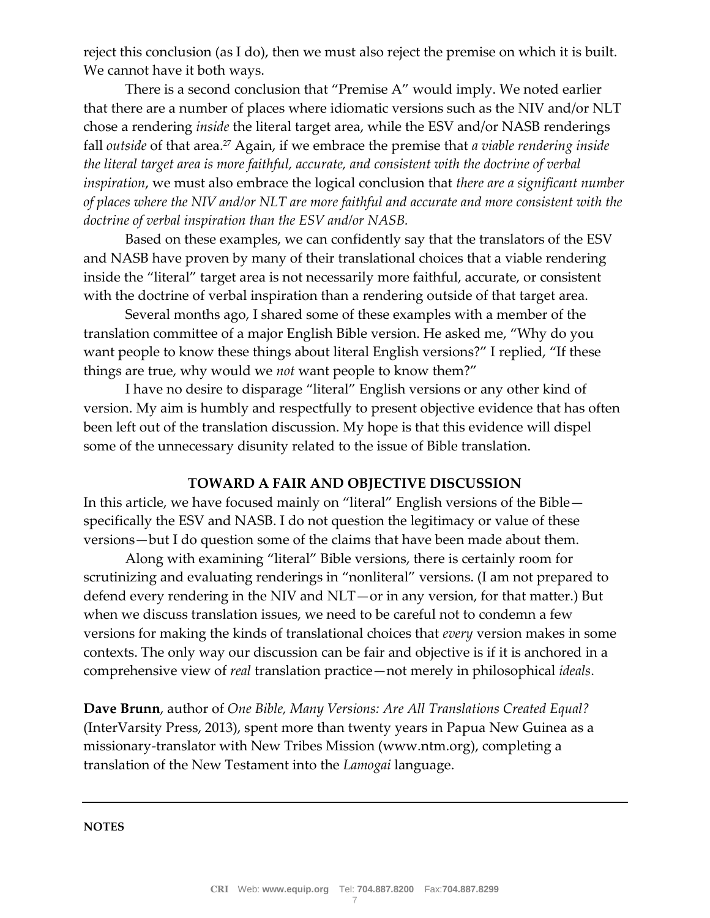reject this conclusion (as I do), then we must also reject the premise on which it is built. We cannot have it both ways.

There is a second conclusion that "Premise A" would imply. We noted earlier that there are a number of places where idiomatic versions such as the NIV and/or NLT chose a rendering *inside* the literal target area, while the ESV and/or NASB renderings fall *outside* of that area.[27] Again, if we embrace the premise that *a viable rendering inside the literal target area is more faithful, accurate, and consistent with the doctrine of verbal inspiration*, we must also embrace the logical conclusion that *there are a significant number of places where the NIV and/or NLT are more faithful and accurate and more consistent with the doctrine of verbal inspiration than the ESV and/or NASB.*

Based on these examples, we can confidently say that the translators of the ESV and NASB have proven by many of their translational choices that a viable rendering inside the "literal" target area is not necessarily more faithful, accurate, or consistent with the doctrine of verbal inspiration than a rendering outside of that target area.

Several months ago, I shared some of these examples with a member of the translation committee of a major English Bible version. He asked me, "Why do you want people to know these things about literal English versions?" I replied, "If these things are true, why would we *not* want people to know them?"

I have no desire to disparage "literal" English versions or any other kind of version. My aim is humbly and respectfully to present objective evidence that has often been left out of the translation discussion. My hope is that this evidence will dispel some of the unnecessary disunity related to the issue of Bible translation.

## TOWARD A FAIR AND OBJECTIVE DISCUSSION

In this article, we have focused mainly on "literal" English versions of the Bible—specifically the ESV and NASB. I do not question the legitimacy or value of these versions—but I do question some of the claims that have been made about them.

Along with examining "literal" Bible versions, there is certainly room for scrutinizing and evaluating renderings in "nonliteral" versions. (I am not prepared to defend every rendering in the NIV and NLT—or in any version, for that matter.) But when we discuss translation issues, we need to be careful not to condemn a few versions for making the kinds of translational choices that *every* version makes in some contexts. The only way our discussion can be fair and objective is if it is anchored in a comprehensive view of *real* translation practice—not merely in philosophical *ideals*.

**Dave Brunn**, author of *One Bible, Many Versions: Are All Translations Created Equal?* (InterVarsity Press, 2013), spent more than twenty years in Papua New Guinea as a missionary-translator with New Tribes Mission (www.ntm.org), completing a translation of the New Testament into the *Lamogai* language.

---

**NOTES**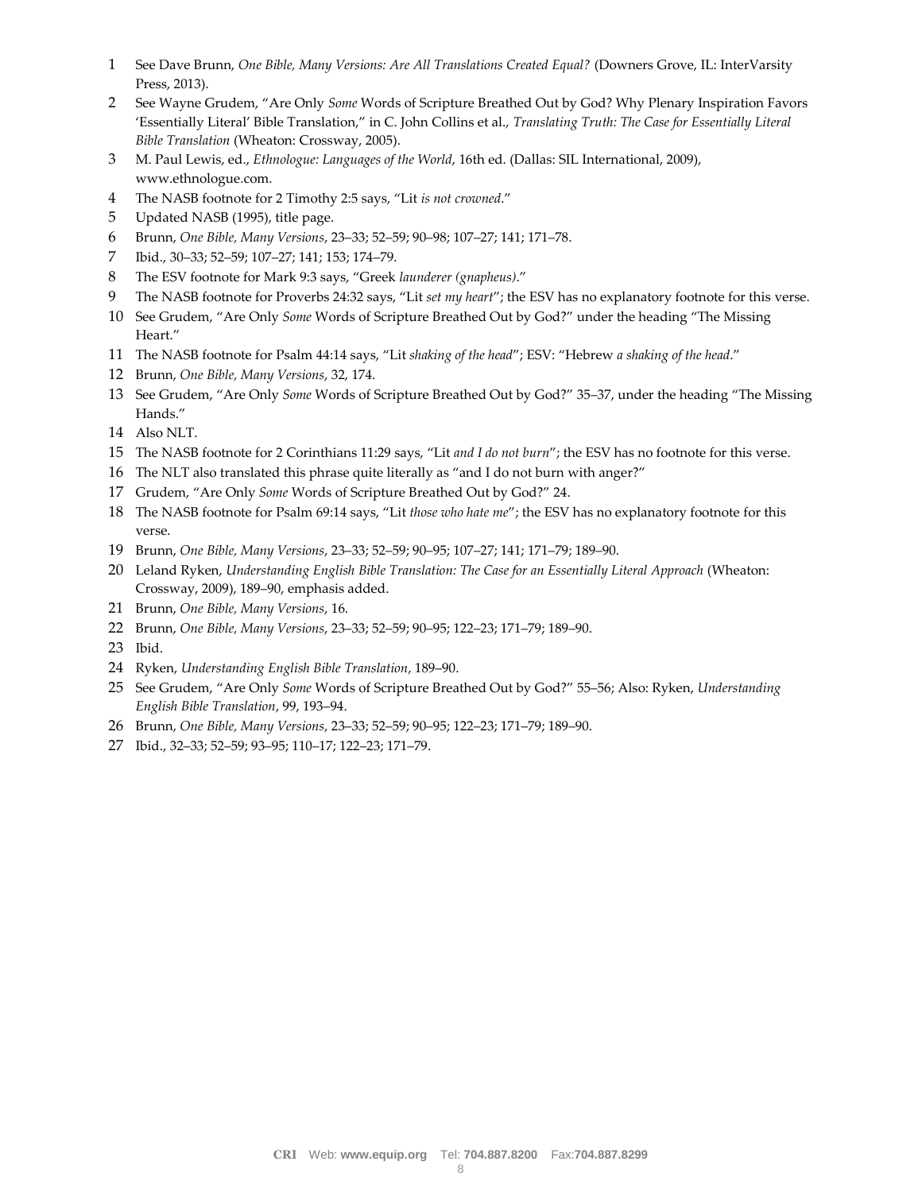1. See Dave Brunn, *One Bible, Many Versions: Are All Translations Created Equal?* (Downers Grove, IL: InterVarsity Press, 2013).
2. See Wayne Grudem, "Are Only *Some* Words of Scripture Breathed Out by God? Why Plenary Inspiration Favors 'Essentially Literal' Bible Translation," in C. John Collins et al., *Translating Truth: The Case for Essentially Literal Bible Translation* (Wheaton: Crossway, 2005).
3. M. Paul Lewis, ed., *Ethnologue: Languages of the World*, 16th ed. (Dallas: SIL International, 2009), www.ethnologue.com.
4. The NASB footnote for 2 Timothy 2:5 says, "Lit *is not crowned*."
5. Updated NASB (1995), title page.
6. Brunn, *One Bible, Many Versions*, 23–33; 52–59; 90–98; 107–27; 141; 171–78.
7. Ibid., 30–33; 52–59; 107–27; 141; 153; 174–79.
8. The ESV footnote for Mark 9:3 says, "Greek *launderer (gnapheus)*."
9. The NASB footnote for Proverbs 24:32 says, "Lit *set my heart*"; the ESV has no explanatory footnote for this verse.
10. See Grudem, "Are Only *Some* Words of Scripture Breathed Out by God?" under the heading "The Missing Heart."
11. The NASB footnote for Psalm 44:14 says, "Lit *shaking of the head*"; ESV: "Hebrew *a shaking of the head*."
12. Brunn, *One Bible, Many Versions*, 32, 174.
13. See Grudem, "Are Only *Some* Words of Scripture Breathed Out by God?" 35–37, under the heading "The Missing Hands."
14. Also NLT.
15. The NASB footnote for 2 Corinthians 11:29 says, "Lit *and I do not burn*"; the ESV has no footnote for this verse.
16. The NLT also translated this phrase quite literally as "and I do not burn with anger?"
17. Grudem, "Are Only *Some* Words of Scripture Breathed Out by God?" 24.
18. The NASB footnote for Psalm 69:14 says, "Lit *those who hate me*"; the ESV has no explanatory footnote for this verse.
19. Brunn, *One Bible, Many Versions*, 23–33; 52–59; 90–95; 107–27; 141; 171–79; 189–90.
20. Leland Ryken, *Understanding English Bible Translation: The Case for an Essentially Literal Approach* (Wheaton: Crossway, 2009), 189–90, emphasis added.
21. Brunn, *One Bible, Many Versions*, 16.
22. Brunn, *One Bible, Many Versions*, 23–33; 52–59; 90–95; 122–23; 171–79; 189–90.
23. Ibid.
24. Ryken, *Understanding English Bible Translation*, 189–90.
25. See Grudem, "Are Only *Some* Words of Scripture Breathed Out by God?" 55–56; Also: Ryken, *Understanding English Bible Translation*, 99, 193–94.
26. Brunn, *One Bible, Many Versions*, 23–33; 52–59; 90–95; 122–23; 171–79; 189–90.
27. Ibid., 32–33; 52–59; 93–95; 110–17; 122–23; 171–79.